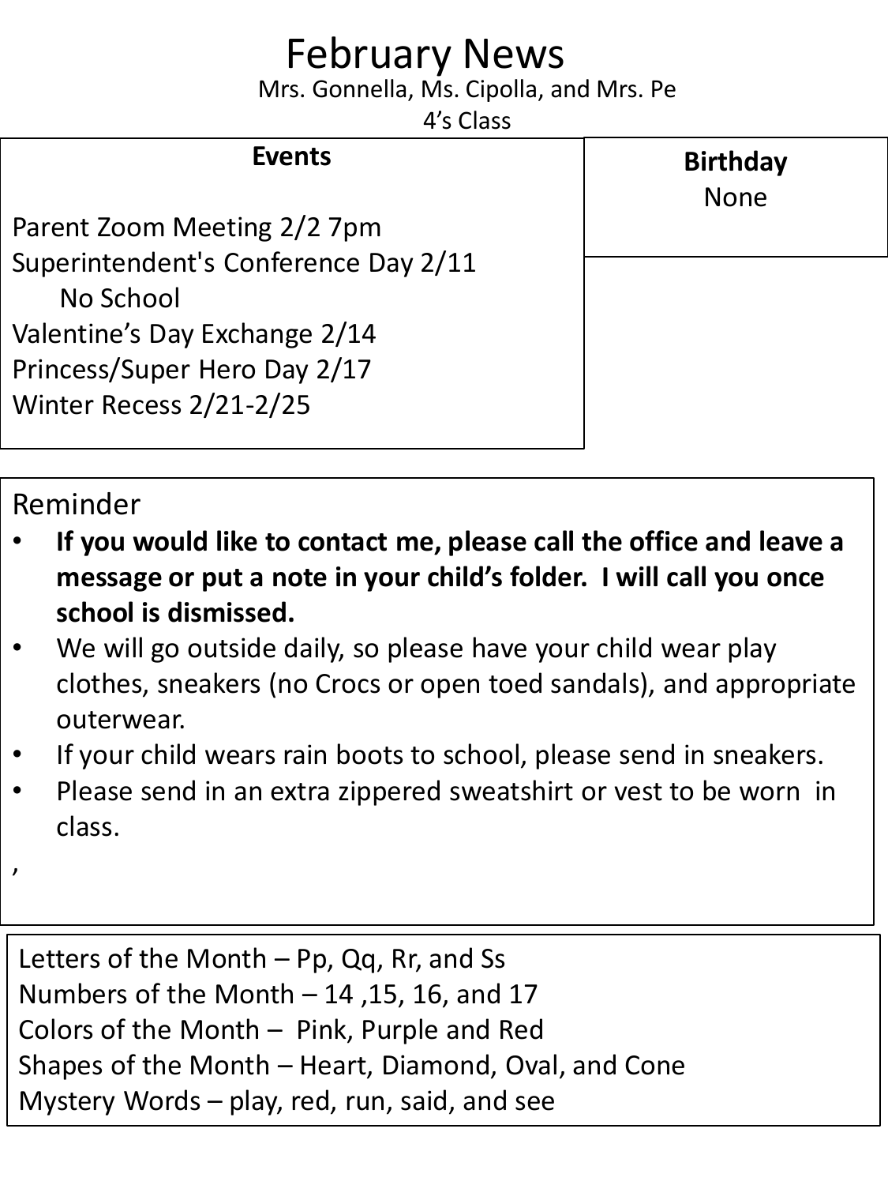# February News

Mrs. Gonnella, Ms. Cipolla, and Mrs. Pe

4's Class

**Events**

Parent Zoom Meeting 2/2 7pm

Superintendent's Conference Day 2/11
No School

Valentine's Day Exchange 2/14

Princess/Super Hero Day 2/17

Winter Recess 2/21-2/25

**Birthday**

None

## Reminder

- **If you would like to contact me, please call the office and leave a message or put a note in your child's folder. I will call you once school is dismissed.**
- We will go outside daily, so please have your child wear play clothes, sneakers (no Crocs or open toed sandals), and appropriate outerwear.
- If your child wears rain boots to school, please send in sneakers.
- Please send in an extra zippered sweatshirt or vest to be worn in class.

,

Letters of the Month – Pp, Qq, Rr, and Ss

Numbers of the Month – 14 ,15, 16, and 17

Colors of the Month – Pink, Purple and Red

Shapes of the Month – Heart, Diamond, Oval, and Cone

Mystery Words – play, red, run, said, and see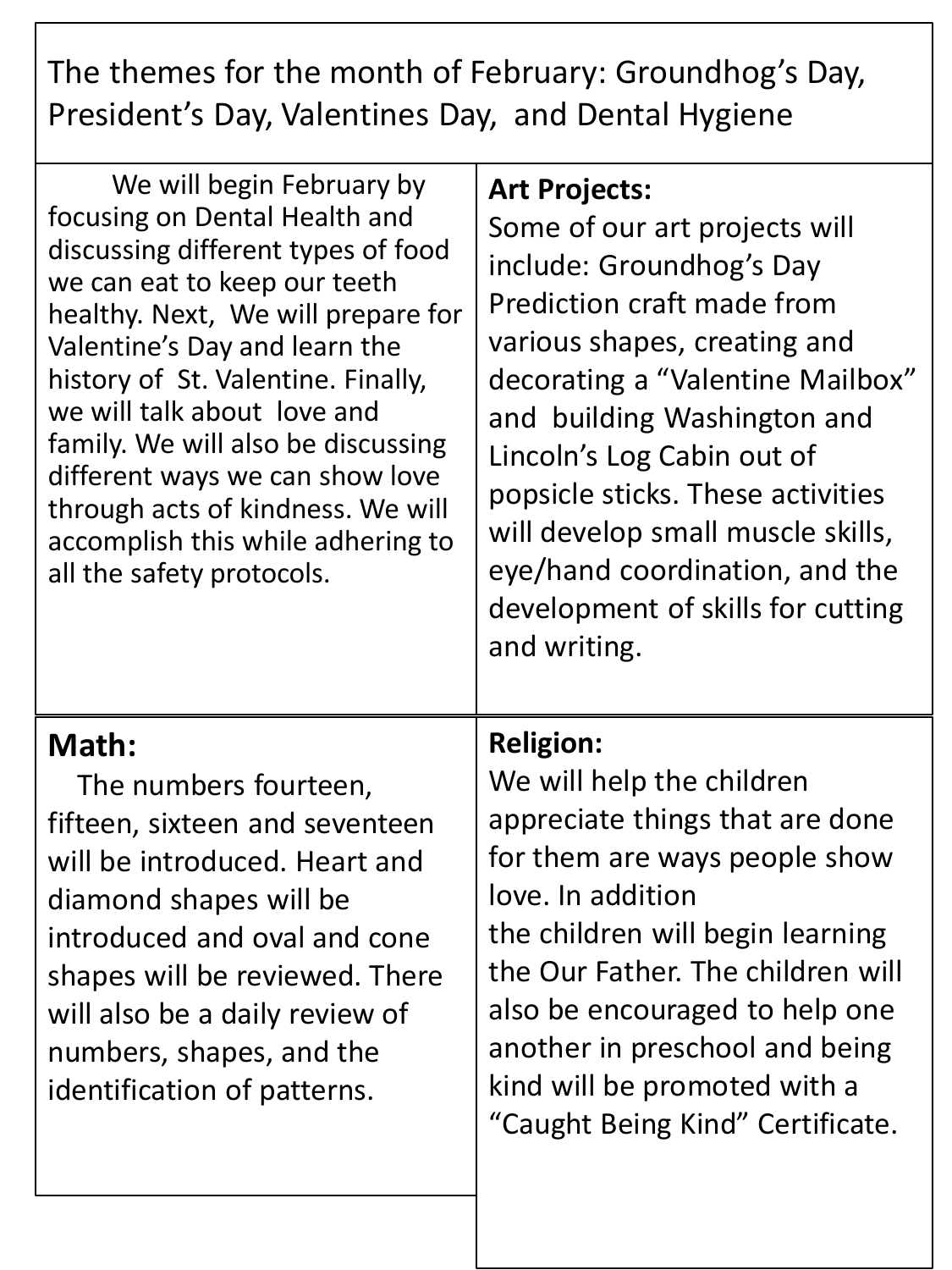The themes for the month of February: Groundhog's Day, President's Day, Valentines Day, and Dental Hygiene

We will begin February by focusing on Dental Health and discussing different types of food we can eat to keep our teeth healthy. Next, We will prepare for Valentine's Day and learn the history of St. Valentine. Finally, we will talk about love and family. We will also be discussing different ways we can show love through acts of kindness. We will accomplish this while adhering to all the safety protocols.

**Art Projects:**
Some of our art projects will include: Groundhog's Day Prediction craft made from various shapes, creating and decorating a "Valentine Mailbox" and building Washington and Lincoln's Log Cabin out of popsicle sticks. These activities will develop small muscle skills, eye/hand coordination, and the development of skills for cutting and writing.

**Math:**
The numbers fourteen, fifteen, sixteen and seventeen will be introduced. Heart and diamond shapes will be introduced and oval and cone shapes will be reviewed. There will also be a daily review of numbers, shapes, and the identification of patterns.

**Religion:**
We will help the children appreciate things that are done for them are ways people show love. In addition the children will begin learning the Our Father. The children will also be encouraged to help one another in preschool and being kind will be promoted with a "Caught Being Kind" Certificate.